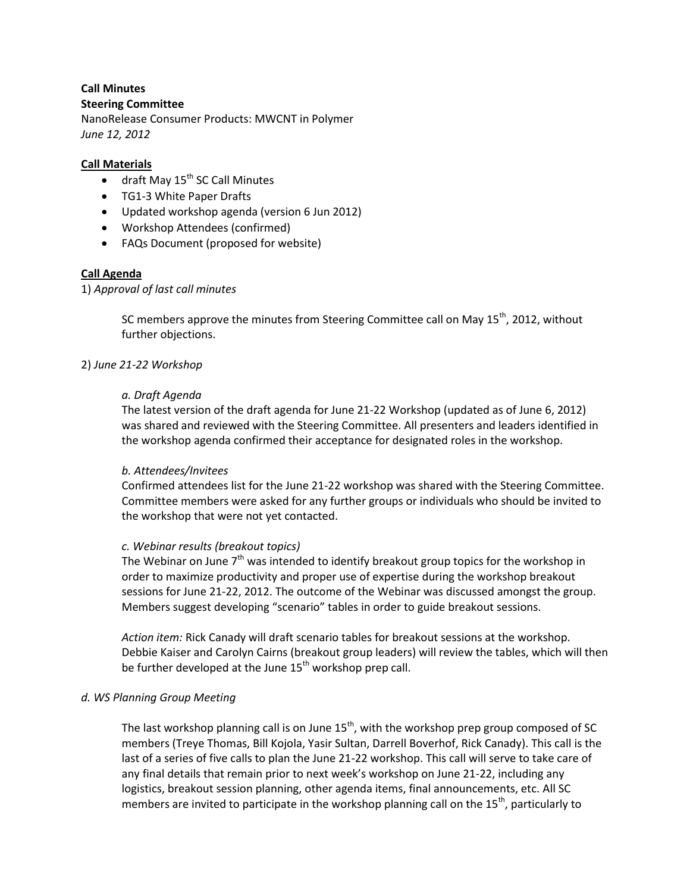**Call Minutes**
**Steering Committee**
NanoRelease Consumer Products: MWCNT in Polymer
*June 12, 2012*

**Call Materials**

- draft May 15th SC Call Minutes
- TG1-3 White Paper Drafts
- Updated workshop agenda (version 6 Jun 2012)
- Workshop Attendees (confirmed)
- FAQs Document (proposed for website)

**Call Agenda**

1) *Approval of last call minutes*

SC members approve the minutes from Steering Committee call on May 15th, 2012, without further objections.

2) *June 21-22 Workshop*

*a. Draft Agenda*

The latest version of the draft agenda for June 21-22 Workshop (updated as of June 6, 2012) was shared and reviewed with the Steering Committee. All presenters and leaders identified in the workshop agenda confirmed their acceptance for designated roles in the workshop.

*b. Attendees/Invitees*

Confirmed attendees list for the June 21-22 workshop was shared with the Steering Committee. Committee members were asked for any further groups or individuals who should be invited to the workshop that were not yet contacted.

*c. Webinar results (breakout topics)*

The Webinar on June 7th was intended to identify breakout group topics for the workshop in order to maximize productivity and proper use of expertise during the workshop breakout sessions for June 21-22, 2012. The outcome of the Webinar was discussed amongst the group. Members suggest developing "scenario" tables in order to guide breakout sessions.

*Action item:* Rick Canady will draft scenario tables for breakout sessions at the workshop. Debbie Kaiser and Carolyn Cairns (breakout group leaders) will review the tables, which will then be further developed at the June 15th workshop prep call.

*d. WS Planning Group Meeting*

The last workshop planning call is on June 15th, with the workshop prep group composed of SC members (Treye Thomas, Bill Kojola, Yasir Sultan, Darrell Boverhof, Rick Canady). This call is the last of a series of five calls to plan the June 21-22 workshop. This call will serve to take care of any final details that remain prior to next week's workshop on June 21-22, including any logistics, breakout session planning, other agenda items, final announcements, etc. All SC members are invited to participate in the workshop planning call on the 15th, particularly to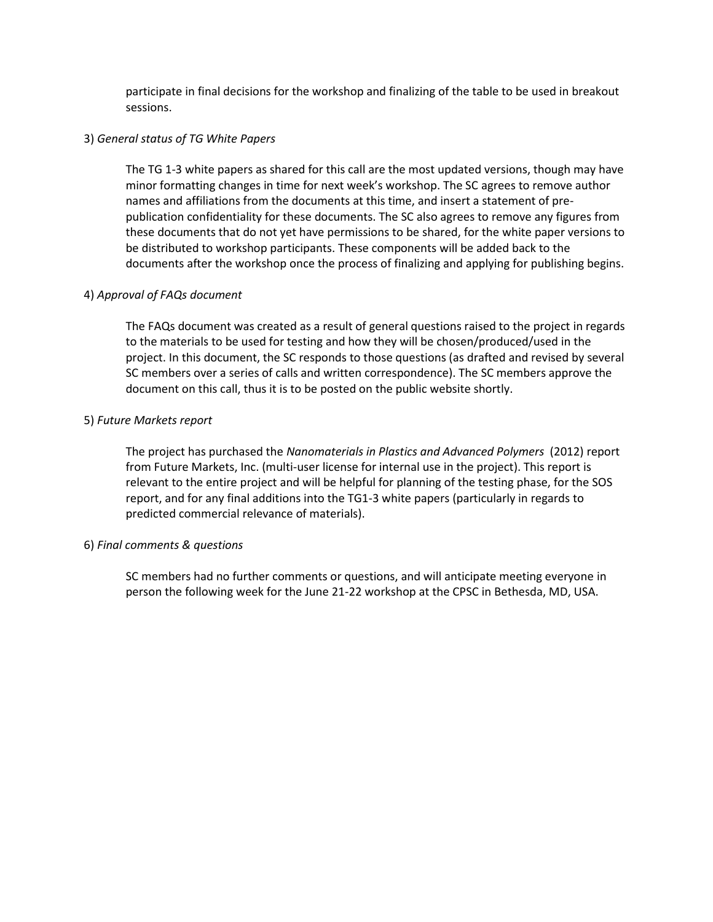participate in final decisions for the workshop and finalizing of the table to be used in breakout sessions.

3) *General status of TG White Papers*

The TG 1-3 white papers as shared for this call are the most updated versions, though may have minor formatting changes in time for next week's workshop. The SC agrees to remove author names and affiliations from the documents at this time, and insert a statement of pre-publication confidentiality for these documents. The SC also agrees to remove any figures from these documents that do not yet have permissions to be shared, for the white paper versions to be distributed to workshop participants. These components will be added back to the documents after the workshop once the process of finalizing and applying for publishing begins.

4) *Approval of FAQs document*

The FAQs document was created as a result of general questions raised to the project in regards to the materials to be used for testing and how they will be chosen/produced/used in the project. In this document, the SC responds to those questions (as drafted and revised by several SC members over a series of calls and written correspondence). The SC members approve the document on this call, thus it is to be posted on the public website shortly.

5) *Future Markets report*

The project has purchased the *Nanomaterials in Plastics and Advanced Polymers* (2012) report from Future Markets, Inc. (multi-user license for internal use in the project). This report is relevant to the entire project and will be helpful for planning of the testing phase, for the SOS report, and for any final additions into the TG1-3 white papers (particularly in regards to predicted commercial relevance of materials).

6) *Final comments & questions*

SC members had no further comments or questions, and will anticipate meeting everyone in person the following week for the June 21-22 workshop at the CPSC in Bethesda, MD, USA.